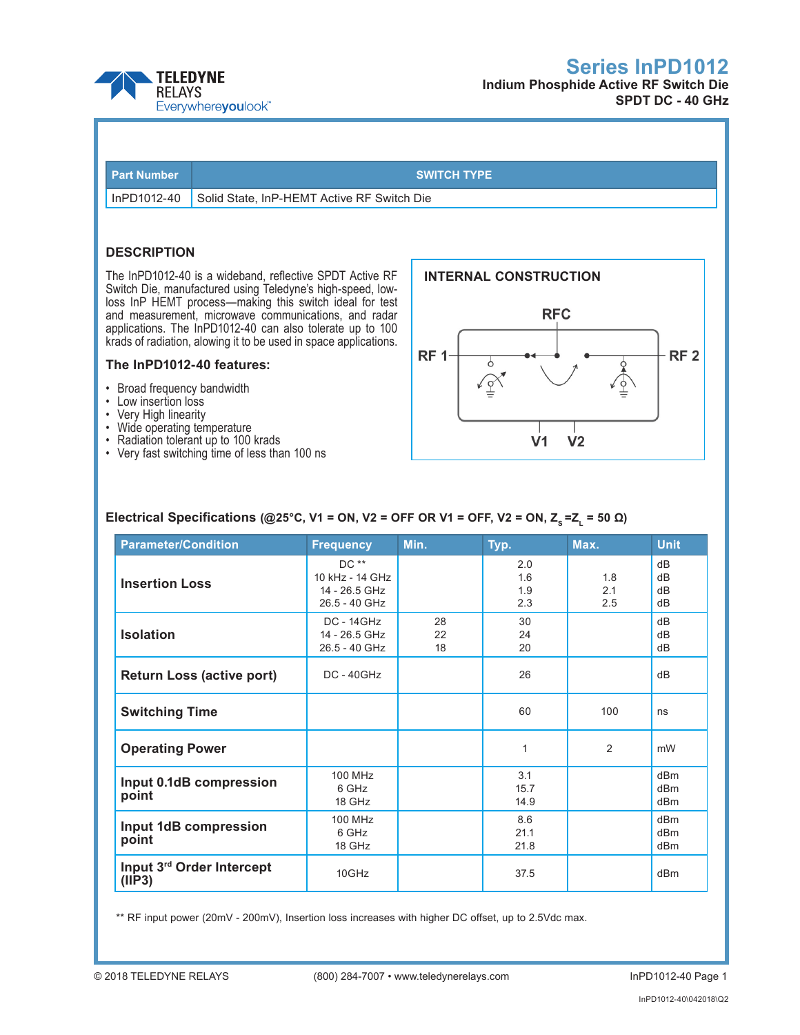# Series InPD1012

**Indium Phosphide Active RF Switch Die**
**SPDT DC - 40 GHz**

| Part Number | SWITCH TYPE |
|---|---|
| InPD1012-40 | Solid State, InP-HEMT Active RF Switch Die |

## DESCRIPTION

The InPD1012-40 is a wideband, reflective SPDT Active RF Switch Die, manufactured using Teledyne's high-speed, low-loss InP HEMT process—making this switch ideal for test and measurement, microwave communications, and radar applications. The InPD1012-40 can also tolerate up to 100 krads of radiation, allowing it to be used in space applications.

### The InPD1012-40 features:

- Broad frequency bandwidth
- Low insertion loss
- Very High linearity
- Wide operating temperature
- Radiation tolerant up to 100 krads
- Very fast switching time of less than 100 ns

## INTERNAL CONSTRUCTION

RFC, RF 1, RF 2, V1, V2

### Electrical Specifications (@25°C, V1 = ON, V2 = OFF OR V1 = OFF, V2 = ON, $Z_S = Z_L$ = 50 Ω)

| Parameter/Condition | Frequency | Min. | Typ. | Max. | Unit |
|---|---|---|---|---|---|
| **Insertion Loss** | DC **<br>10 kHz - 14 GHz<br>14 - 26.5 GHz<br>26.5 - 40 GHz | | 2.0<br>1.6<br>1.9<br>2.3 | <br>1.8<br>2.1<br>2.5 | dB<br>dB<br>dB<br>dB |
| **Isolation** | DC - 14GHz<br>14 - 26.5 GHz<br>26.5 - 40 GHz | 28<br>22<br>18 | 30<br>24<br>20 | | dB<br>dB<br>dB |
| **Return Loss (active port)** | DC - 40GHz | | 26 | | dB |
| **Switching Time** | | | 60 | 100 | ns |
| **Operating Power** | | | 1 | 2 | mW |
| **Input 0.1dB compression point** | 100 MHz<br>6 GHz<br>18 GHz | | 3.1<br>15.7<br>14.9 | | dBm<br>dBm<br>dBm |
| **Input 1dB compression point** | 100 MHz<br>6 GHz<br>18 GHz | | 8.6<br>21.1<br>21.8 | | dBm<br>dBm<br>dBm |
| **Input 3rd Order Intercept (IIP3)** | 10GHz | | 37.5 | | dBm |

** RF input power (20mV - 200mV), Insertion loss increases with higher DC offset, up to 2.5Vdc max.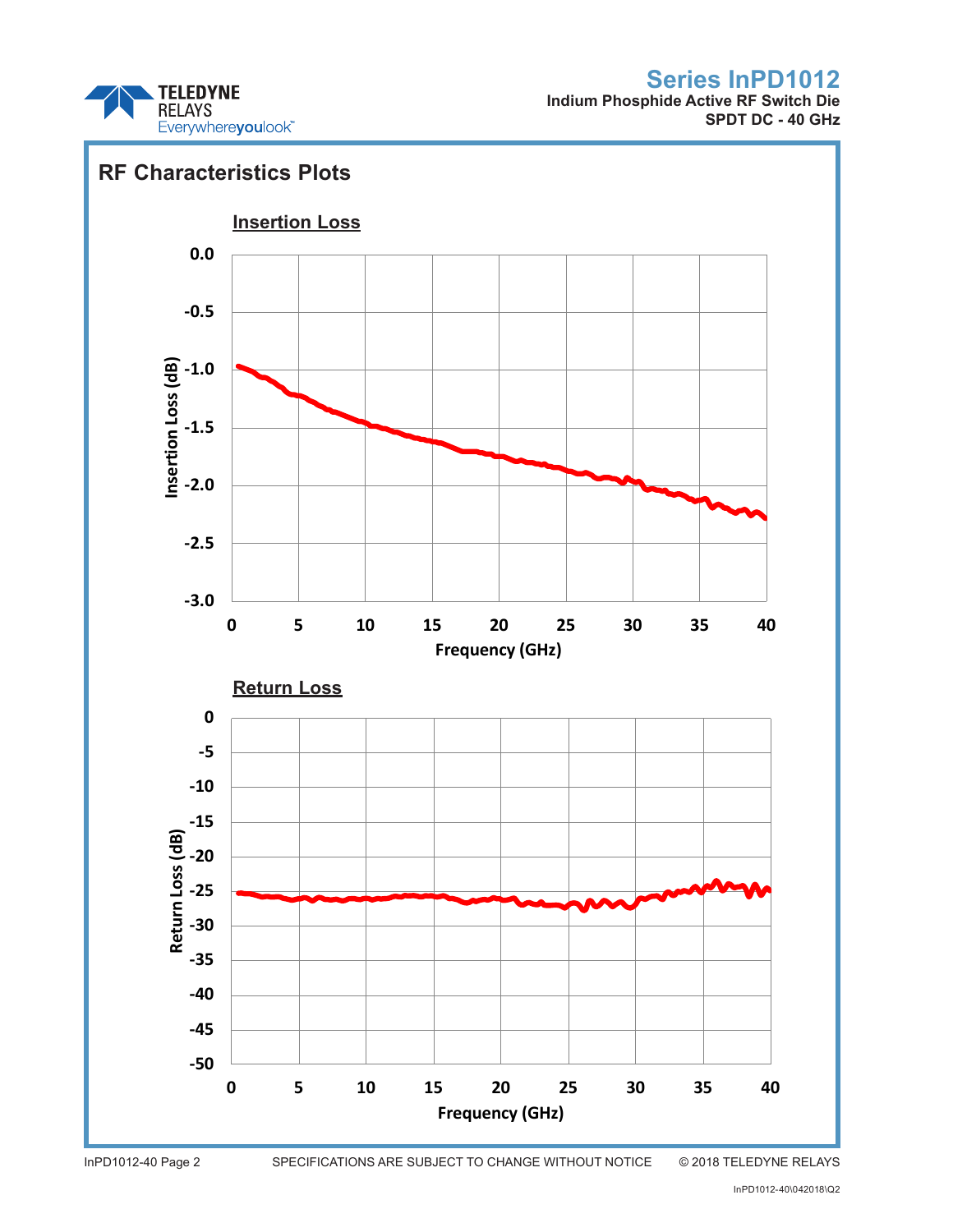## RF Characteristics Plots

### Insertion Loss

### Return Loss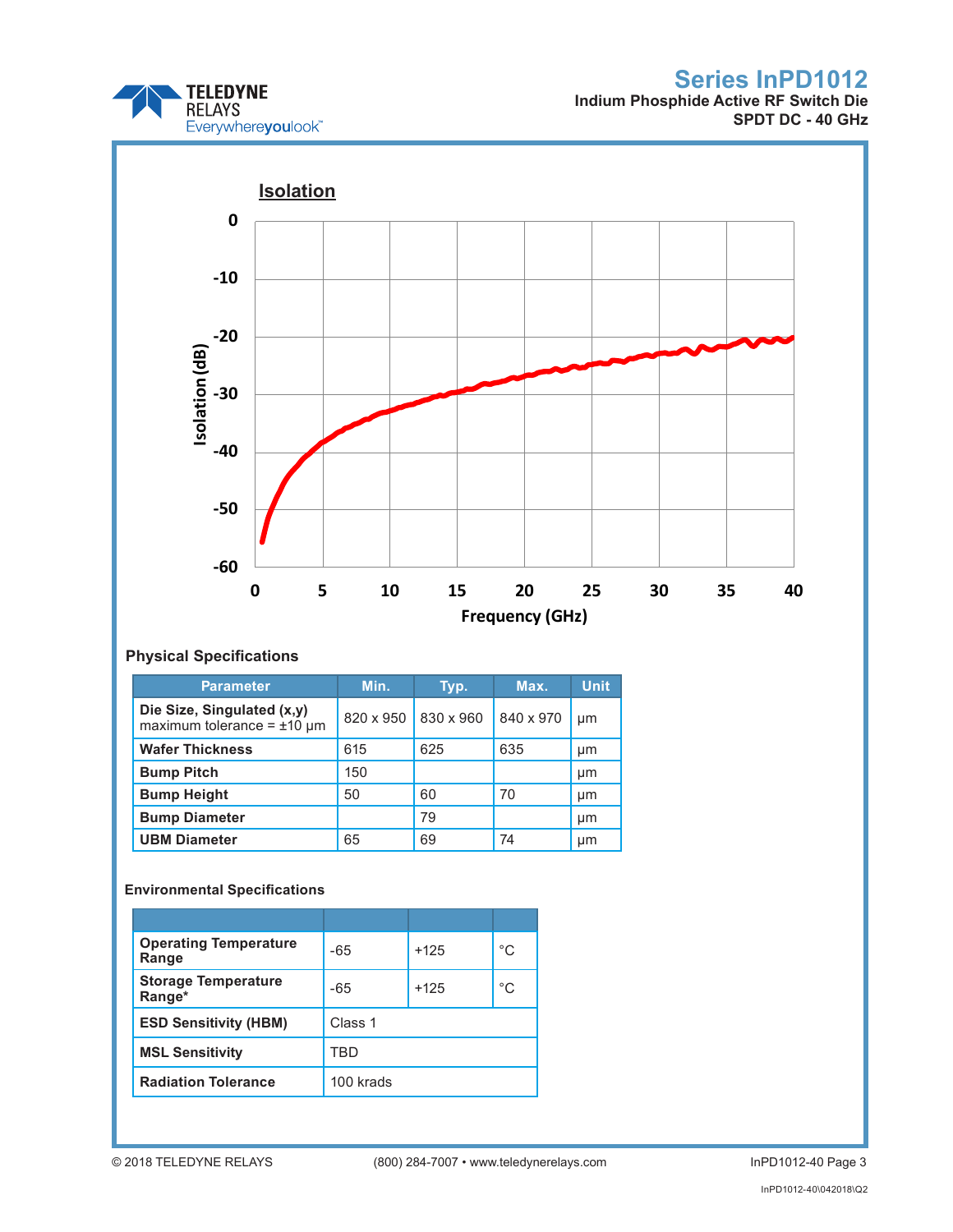## Isolation

## Physical Specifications

| Parameter | Min. | Typ. | Max. | Unit |
|---|---|---|---|---|
| **Die Size, Singulated (x,y)** maximum tolerance = ±10 µm | 820 x 950 | 830 x 960 | 840 x 970 | µm |
| **Wafer Thickness** | 615 | 625 | 635 | µm |
| **Bump Pitch** | 150 | | | µm |
| **Bump Height** | 50 | 60 | 70 | µm |
| **Bump Diameter** | | 79 | | µm |
| **UBM Diameter** | 65 | 69 | 74 | µm |

## Environmental Specifications

| | | | |
|---|---|---|---|
| **Operating Temperature Range** | -65 | +125 | °C |
| **Storage Temperature Range*** | -65 | +125 | °C |
| **ESD Sensitivity (HBM)** | Class 1 | | |
| **MSL Sensitivity** | TBD | | |
| **Radiation Tolerance** | 100 krads | | |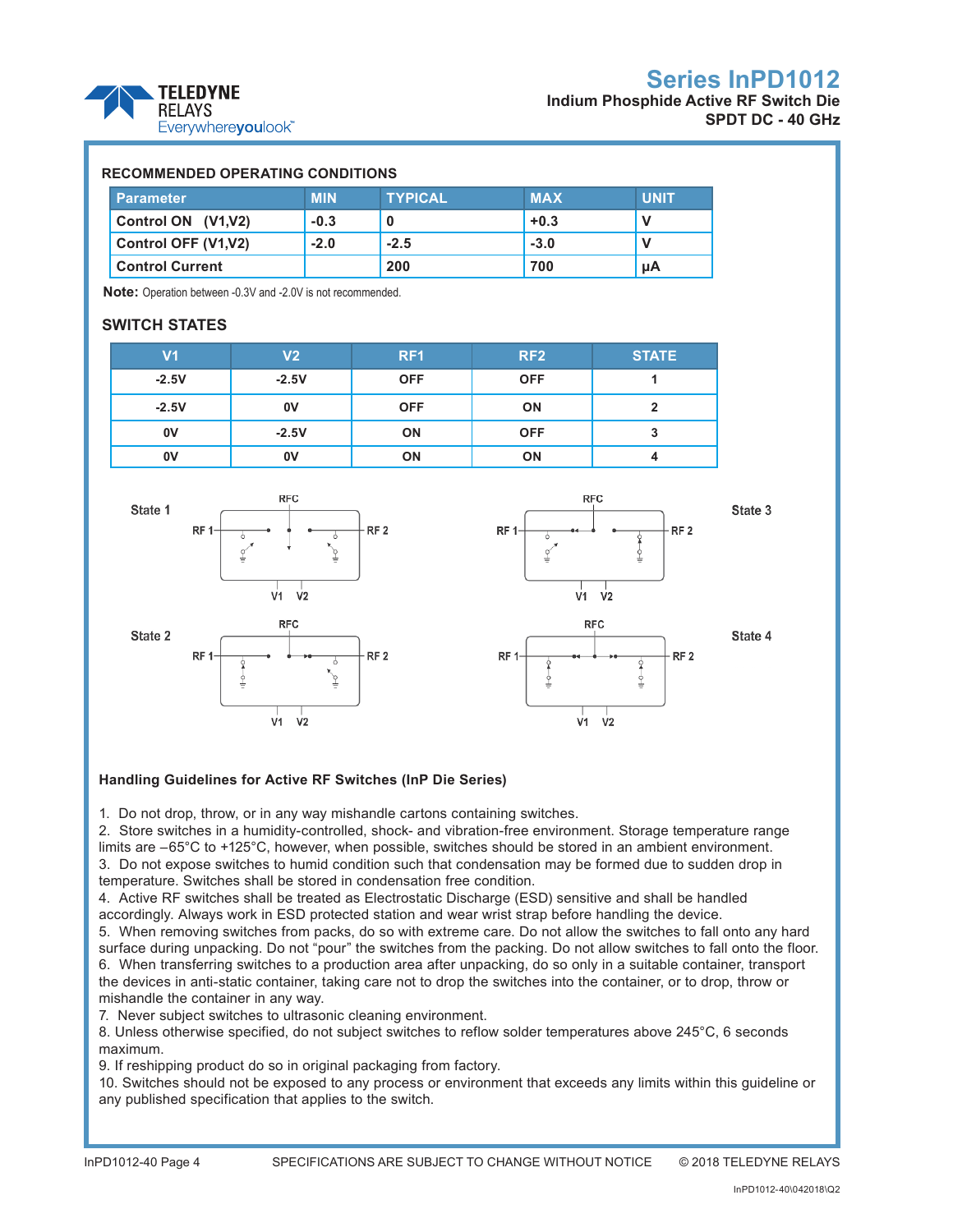## RECOMMENDED OPERATING CONDITIONS

| Parameter | MIN | TYPICAL | MAX | UNIT |
|---|---|---|---|---|
| Control ON (V1,V2) | -0.3 | 0 | +0.3 | V |
| Control OFF (V1,V2) | -2.0 | -2.5 | -3.0 | V |
| Control Current | | 200 | 700 | μA |

**Note:** Operation between -0.3V and -2.0V is not recommended.

## SWITCH STATES

| V1 | V2 | RF1 | RF2 | STATE |
|---|---|---|---|---|
| -2.5V | -2.5V | OFF | OFF | 1 |
| -2.5V | 0V | OFF | ON | 2 |
| 0V | -2.5V | ON | OFF | 3 |
| 0V | 0V | ON | ON | 4 |

State 1
RFC
RF 1
RF 2
V1 V2

State 3
RFC
RF 1
RF 2
V1 V2

State 2
RFC
RF 1
RF 2
V1 V2

State 4
RFC
RF 1
RF 2
V1 V2

### Handling Guidelines for Active RF Switches (InP Die Series)

1. Do not drop, throw, or in any way mishandle cartons containing switches.
2. Store switches in a humidity-controlled, shock- and vibration-free environment. Storage temperature range limits are –65°C to +125°C, however, when possible, switches should be stored in an ambient environment.
3. Do not expose switches to humid condition such that condensation may be formed due to sudden drop in temperature. Switches shall be stored in condensation free condition.
4. Active RF switches shall be treated as Electrostatic Discharge (ESD) sensitive and shall be handled accordingly. Always work in ESD protected station and wear wrist strap before handling the device.
5. When removing switches from packs, do so with extreme care. Do not allow the switches to fall onto any hard surface during unpacking. Do not "pour" the switches from the packing. Do not allow switches to fall onto the floor.
6. When transferring switches to a production area after unpacking, do so only in a suitable container, transport the devices in anti-static container, taking care not to drop the switches into the container, or to drop, throw or mishandle the container in any way.
7. Never subject switches to ultrasonic cleaning environment.
8. Unless otherwise specified, do not subject switches to reflow solder temperatures above 245°C, 6 seconds maximum.
9. If reshipping product do so in original packaging from factory.
10. Switches should not be exposed to any process or environment that exceeds any limits within this guideline or any published specification that applies to the switch.